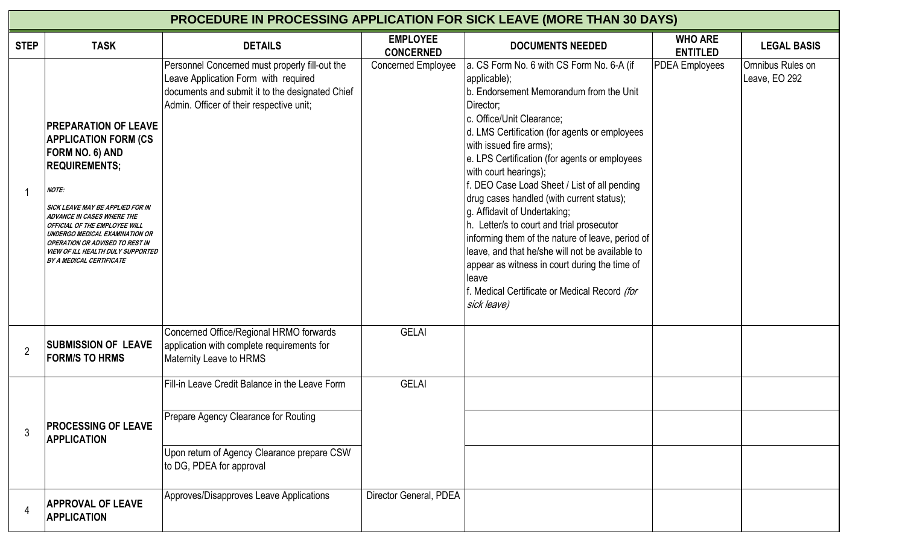# PROCEDURE IN PROCESSING APPLICATION FOR SICK LEAVE (MORE THAN 30 DAYS)

| STEP | TASK | DETAILS | EMPLOYEE CONCERNED | DOCUMENTS NEEDED | WHO ARE ENTITLED | LEGAL BASIS |
|---|---|---|---|---|---|---|
| 1 | **PREPARATION OF LEAVE APPLICATION FORM (CS FORM NO. 6) AND REQUIREMENTS;**<br><br>***NOTE:***<br><br>***SICK LEAVE MAY BE APPLIED FOR IN ADVANCE IN CASES WHERE THE OFFICIAL OF THE EMPLOYEE WILL UNDERGO MEDICAL EXAMINATION OR OPERATION OR ADVISED TO REST IN VIEW OF ILL HEALTH DULY SUPPORTED BY A MEDICAL CERTIFICATE*** | Personnel Concerned must properly fill-out the Leave Application Form with required documents and submit it to the designated Chief Admin. Officer of their respective unit; | Concerned Employee | a. CS Form No. 6 with CS Form No. 6-A (if applicable);<br>b. Endorsement Memorandum from the Unit Director;<br>c. Office/Unit Clearance;<br>d. LMS Certification (for agents or employees with issued fire arms);<br>e. LPS Certification (for agents or employees with court hearings);<br>f. DEO Case Load Sheet / List of all pending drug cases handled (with current status);<br>g. Affidavit of Undertaking;<br>h. Letter/s to court and trial prosecutor informing them of the nature of leave, period of leave, and that he/she will not be available to appear as witness in court during the time of leave<br>f. Medical Certificate or Medical Record *(for sick leave)* | PDEA Employees | Omnibus Rules on Leave, EO 292 |
| 2 | **SUBMISSION OF LEAVE FORM/S TO HRMS** | Concerned Office/Regional HRMO forwards application with complete requirements for Maternity Leave to HRMS | GELAI | | | |
| 3 | **PROCESSING OF LEAVE APPLICATION** | Fill-in Leave Credit Balance in the Leave Form | GELAI | | | |
| | | Prepare Agency Clearance for Routing | | | | |
| | | Upon return of Agency Clearance prepare CSW to DG, PDEA for approval | | | | |
| 4 | **APPROVAL OF LEAVE APPLICATION** | Approves/Disapproves Leave Applications | Director General, PDEA | | | |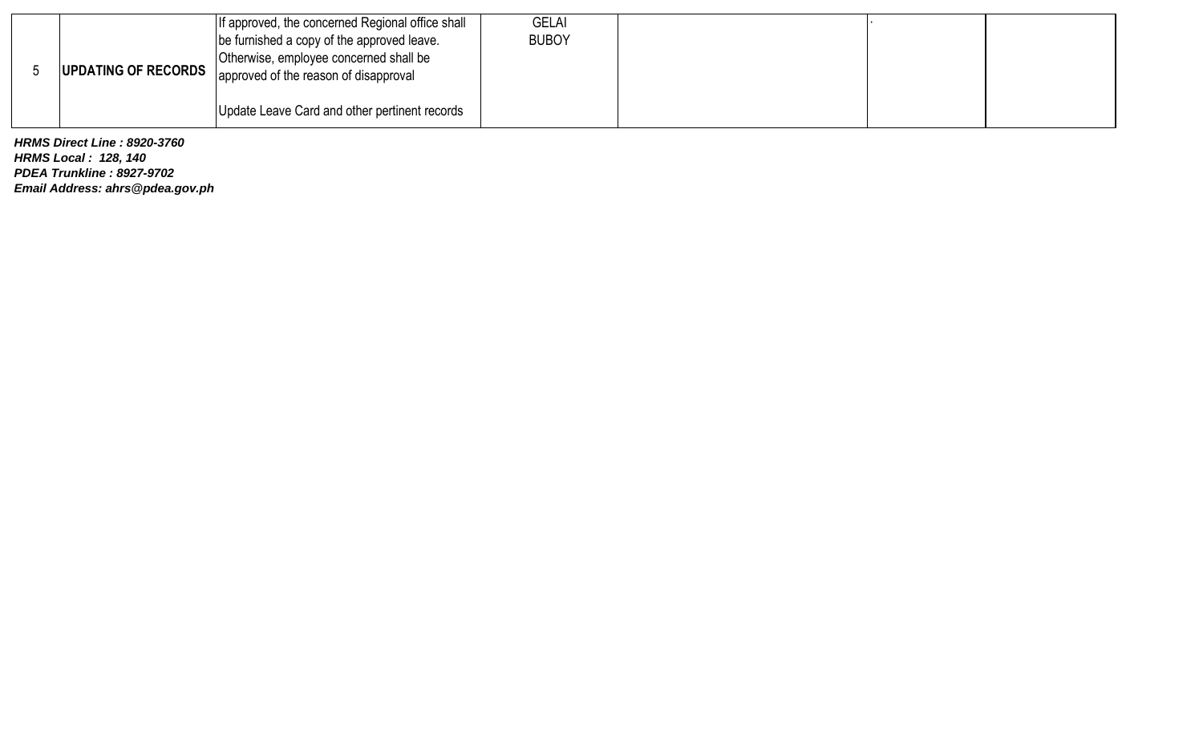| | | | | | | |
|---|---|---|---|---|---|---|
| 5 | **UPDATING OF RECORDS** | If approved, the concerned Regional office shall be furnished a copy of the approved leave. Otherwise, employee concerned shall be approved of the reason of disapproval<br><br>Update Leave Card and other pertinent records | GELAI<br>BUBOY | | . | |

***HRMS Direct Line : 8920-3760***
***HRMS Local : 128, 140***
***PDEA Trunkline : 8927-9702***
***Email Address: ahrs@pdea.gov.ph***